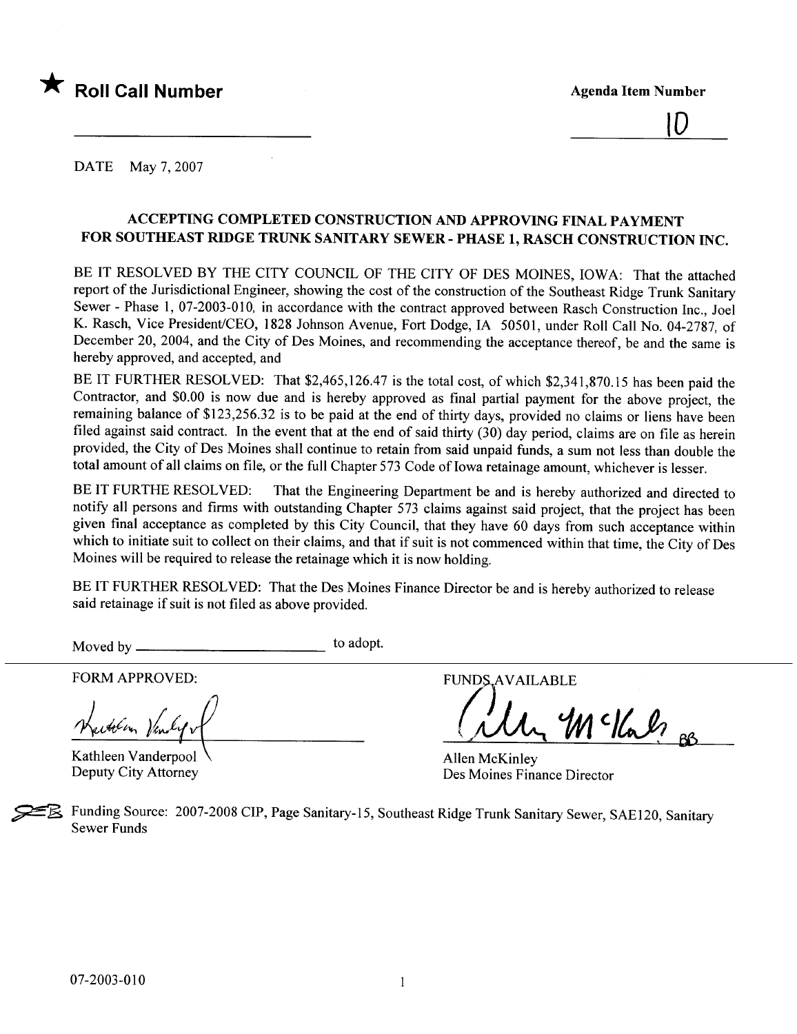★ **Roll Call Number** 

**Agenda Item Number**

10

DATE May 7, 2007

## ACCEPTING COMPLETED CONSTRUCTION AND APPROVING FINAL PAYMENT FOR SOUTHEAST RIDGE TRUNK SANITARY SEWER - PHASE 1, RASCH CONSTRUCTION INC.

BE IT RESOLVED BY THE CITY COUNCIL OF THE CITY OF DES MOINES, IOWA: That the attached report of the Jurisdictional Engineer, showing the cost of the construction of the Southeast Ridge Trunk Sanitary Sewer - Phase 1, 07-2003-010, in accordance with the contract approved between Rasch Construction Inc., Joel K. Rasch, Vice President/CEO, 1828 Johnson Avenue, Fort Dodge, IA 50501, under Roll Call No. 04-2787, of December 20, 2004, and the City of Des Moines, and recommending the acceptance thereof, be and the same is hereby approved, and accepted, and

BE IT FURTHER RESOLVED: That $2,465,126.47 is the total cost, of which $2,341,870.15 has been paid the Contractor, and $0.00 is now due and is hereby approved as final partial payment for the above project, the remaining balance of $123,256.32 is to be paid at the end of thirty days, provided no claims or liens have been filed against said contract. In the event that at the end of said thirty (30) day period, claims are on file as herein provided, the City of Des Moines shall continue to retain from said unpaid funds, a sum not less than double the total amount of all claims on file, or the full Chapter 573 Code of Iowa retainage amount, whichever is lesser.

BE IT FURTHE RESOLVED: That the Engineering Department be and is hereby authorized and directed to notify all persons and firms with outstanding Chapter 573 claims against said project, that the project has been given final acceptance as completed by this City Council, that they have 60 days from such acceptance within which to initiate suit to collect on their claims, and that if suit is not commenced within that time, the City of Des Moines will be required to release the retainage which it is now holding.

BE IT FURTHER RESOLVED: That the Des Moines Finance Director be and is hereby authorized to release said retainage if suit is not filed as above provided.

Moved by ________________________ to adopt.

FORM APPROVED:

Kathleen Vanderpool
Deputy City Attorney

FUNDS AVAILABLE

Allen McKinley
Des Moines Finance Director

Funding Source: 2007-2008 CIP, Page Sanitary-15, Southeast Ridge Trunk Sanitary Sewer, SAE120, Sanitary Sewer Funds

07-2003-010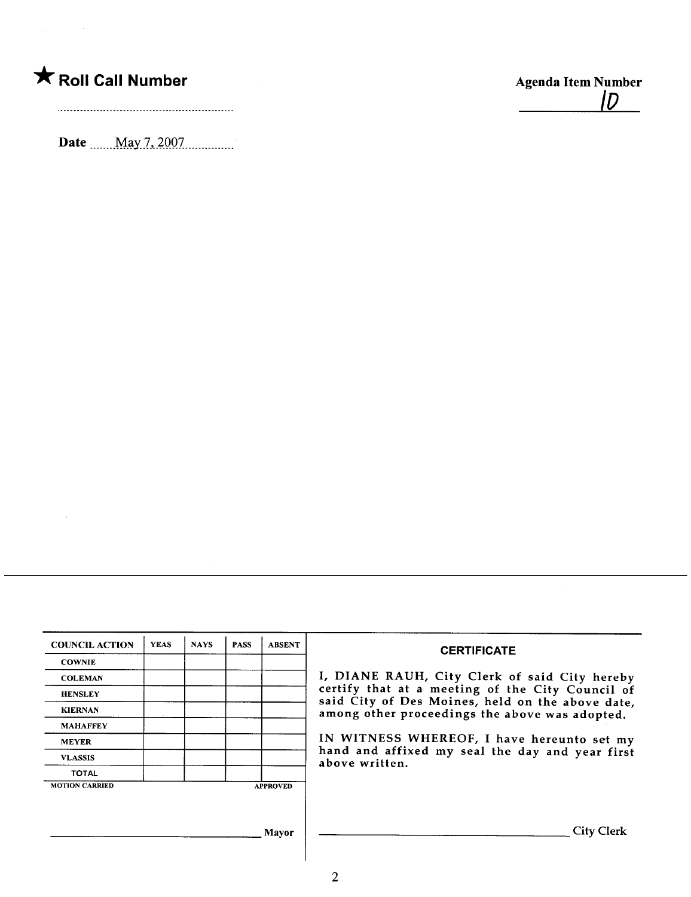★ **Roll Call Number**

........................................................

**Agenda Item Number**

10

**Date** May 7, 2007

| COUNCIL ACTION | YEAS | NAYS | PASS | ABSENT |
|---|---|---|---|---|
| COWNIE | | | | |
| COLEMAN | | | | |
| HENSLEY | | | | |
| KIERNAN | | | | |
| MAHAFFEY | | | | |
| MEYER | | | | |
| VLASSIS | | | | |
| TOTAL | | | | |

MOTION CARRIED APPROVED

______________________________ Mayor

**CERTIFICATE**

I, DIANE RAUH, City Clerk of said City hereby certify that at a meeting of the City Council of said City of Des Moines, held on the above date, among other proceedings the above was adopted.

IN WITNESS WHEREOF, I have hereunto set my hand and affixed my seal the day and year first above written.

______________________________ City Clerk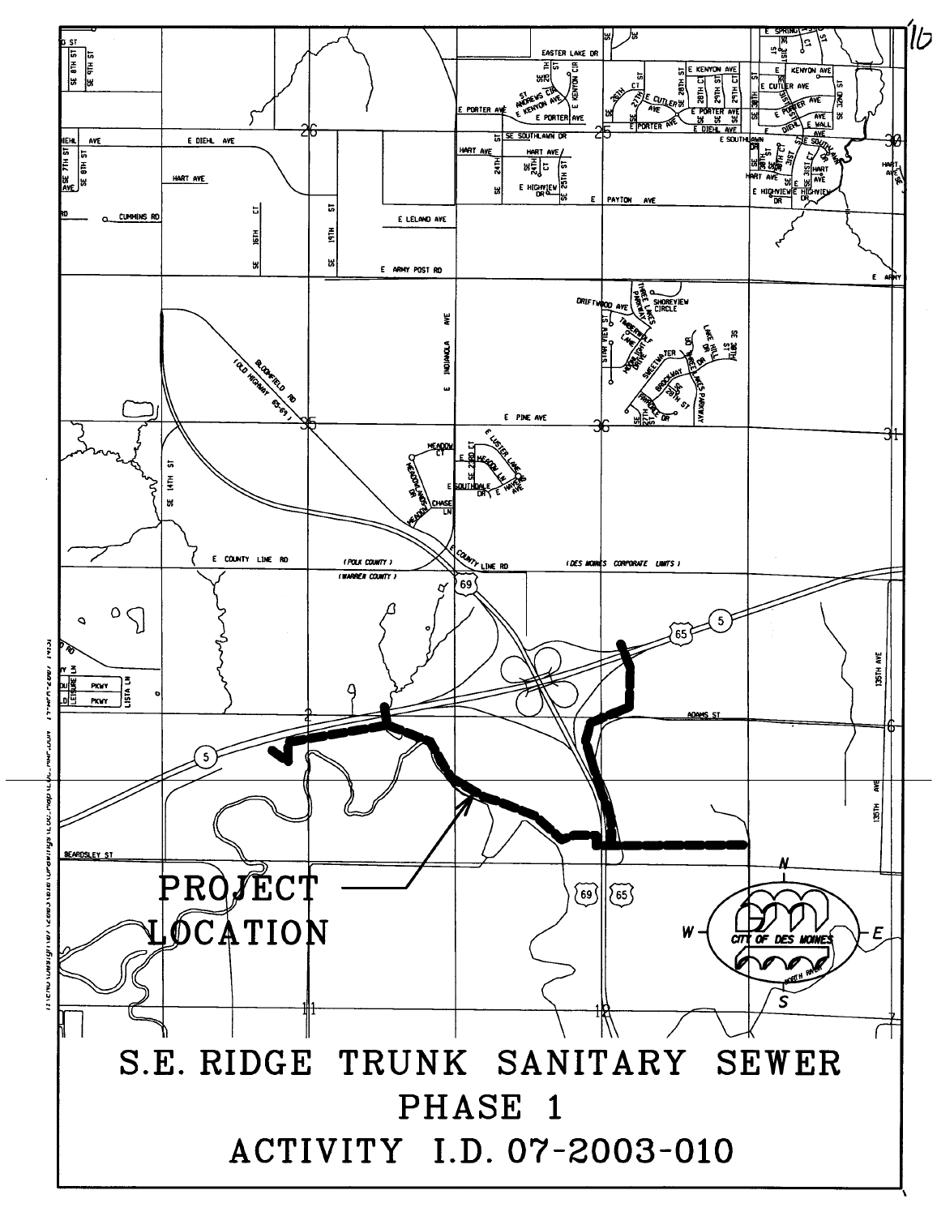PROJECT LOCATION

# S.E. RIDGE TRUNK SANITARY SEWER

## PHASE 1

## ACTIVITY I.D. 07-2003-010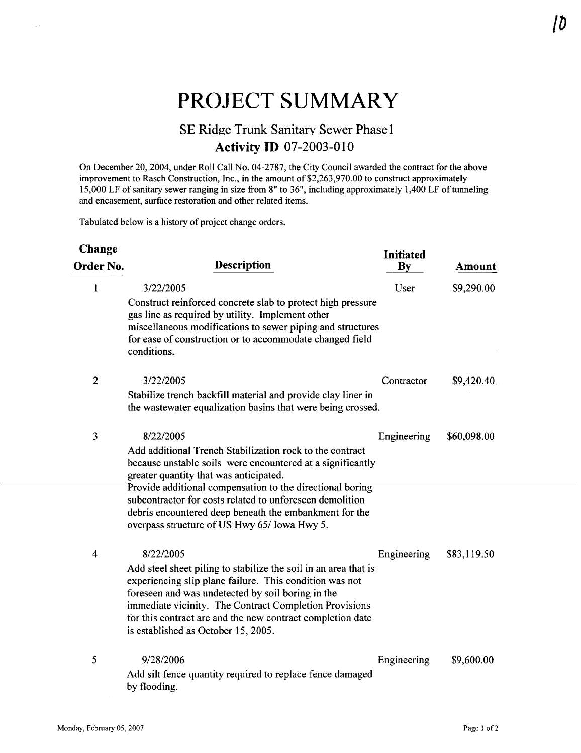# PROJECT SUMMARY

## SE Ridge Trunk Sanitary Sewer Phase1

### Activity ID 07-2003-010

On December 20, 2004, under Roll Call No. 04-2787, the City Council awarded the contract for the above improvement to Rasch Construction, Inc., in the amount of $2,263,970.00 to construct approximately 15,000 LF of sanitary sewer ranging in size from 8" to 36", including approximately 1,400 LF of tunneling and encasement, surface restoration and other related items.

Tabulated below is a history of project change orders.

| Change Order No. | Description | Initiated By | Amount |
|---|---|---|---|
| 1 | 3/22/2005<br>Construct reinforced concrete slab to protect high pressure gas line as required by utility. Implement other miscellaneous modifications to sewer piping and structures for ease of construction or to accommodate changed field conditions. | User | $9,290.00 |
| 2 | 3/22/2005<br>Stabilize trench backfill material and provide clay liner in the wastewater equalization basins that were being crossed. | Contractor | $9,420.40 |
| 3 | 8/22/2005<br>Add additional Trench Stabilization rock to the contract because unstable soils were encountered at a significantly greater quantity that was anticipated.<br>Provide additional compensation to the directional boring subcontractor for costs related to unforeseen demolition debris encountered deep beneath the embankment for the overpass structure of US Hwy 65/ Iowa Hwy 5. | Engineering | $60,098.00 |
| 4 | 8/22/2005<br>Add steel sheet piling to stabilize the soil in an area that is experiencing slip plane failure. This condition was not foreseen and was undetected by soil boring in the immediate vicinity. The Contract Completion Provisions for this contract are and the new contract completion date is established as October 15, 2005. | Engineering | $83,119.50 |
| 5 | 9/28/2006<br>Add silt fence quantity required to replace fence damaged by flooding. | Engineering | $9,600.00 |

Monday, February 05, 2007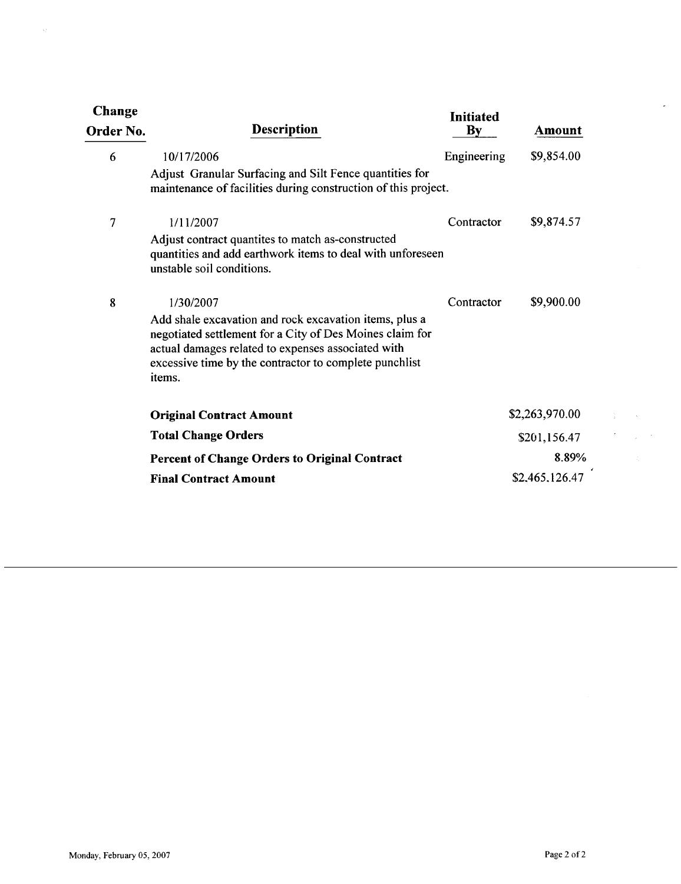| Change Order No. | Description | Initiated By | Amount |
|---|---|---|---|
| 6 | 10/17/2006<br>Adjust Granular Surfacing and Silt Fence quantities for maintenance of facilities during construction of this project. | Engineering | $9,854.00 |
| 7 | 1/11/2007<br>Adjust contract quantites to match as-constructed quantities and add earthwork items to deal with unforeseen unstable soil conditions. | Contractor | $9,874.57 |
| 8 | 1/30/2007<br>Add shale excavation and rock excavation items, plus a negotiated settlement for a City of Des Moines claim for actual damages related to expenses associated with excessive time by the contractor to complete punchlist items. | Contractor | $9,900.00 |
| | **Original Contract Amount** | | $2,263,970.00 |
| | **Total Change Orders** | | $201,156.47 |
| | **Percent of Change Orders to Original Contract** | | 8.89% |
| | **Final Contract Amount** | | $2,465,126.47 |

Monday, February 05, 2007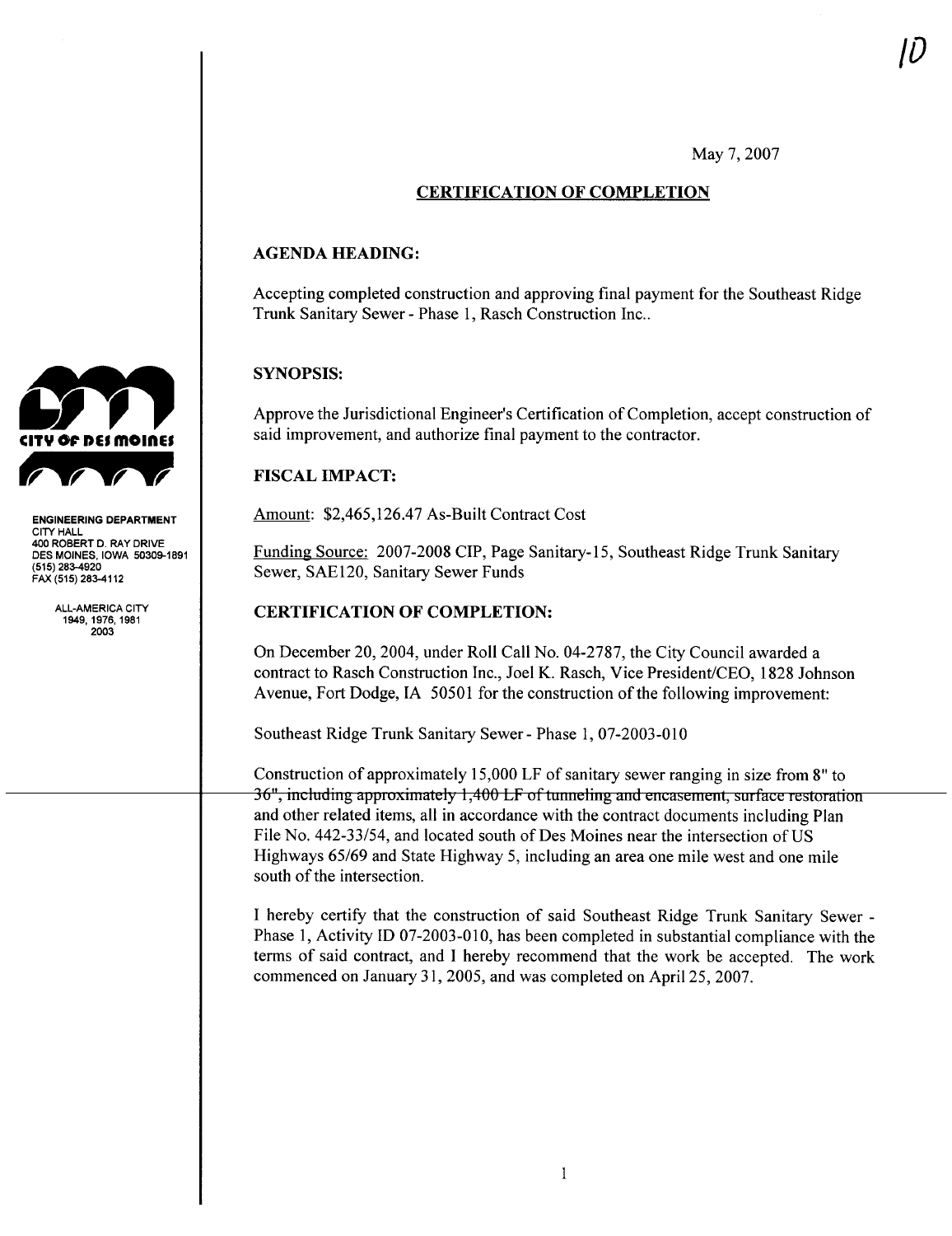10

May 7, 2007

## CERTIFICATION OF COMPLETION

CITY OF DES MOINES

ENGINEERING DEPARTMENT
CITY HALL
400 ROBERT D. RAY DRIVE
DES MOINES, IOWA 50309-1891
(515) 283-4920
FAX (515) 283-4112

ALL-AMERICA CITY
1949, 1976, 1981
2003

### AGENDA HEADING:

Accepting completed construction and approving final payment for the Southeast Ridge Trunk Sanitary Sewer - Phase 1, Rasch Construction Inc..

### SYNOPSIS:

Approve the Jurisdictional Engineer's Certification of Completion, accept construction of said improvement, and authorize final payment to the contractor.

### FISCAL IMPACT:

Amount: $2,465,126.47 As-Built Contract Cost

Funding Source: 2007-2008 CIP, Page Sanitary-15, Southeast Ridge Trunk Sanitary Sewer, SAE120, Sanitary Sewer Funds

### CERTIFICATION OF COMPLETION:

On December 20, 2004, under Roll Call No. 04-2787, the City Council awarded a contract to Rasch Construction Inc., Joel K. Rasch, Vice President/CEO, 1828 Johnson Avenue, Fort Dodge, IA 50501 for the construction of the following improvement:

Southeast Ridge Trunk Sanitary Sewer - Phase 1, 07-2003-010

Construction of approximately 15,000 LF of sanitary sewer ranging in size from 8" to 36", including approximately 1,400 LF of tunneling and encasement, surface restoration and other related items, all in accordance with the contract documents including Plan File No. 442-33/54, and located south of Des Moines near the intersection of US Highways 65/69 and State Highway 5, including an area one mile west and one mile south of the intersection.

I hereby certify that the construction of said Southeast Ridge Trunk Sanitary Sewer - Phase 1, Activity ID 07-2003-010, has been completed in substantial compliance with the terms of said contract, and I hereby recommend that the work be accepted. The work commenced on January 31, 2005, and was completed on April 25, 2007.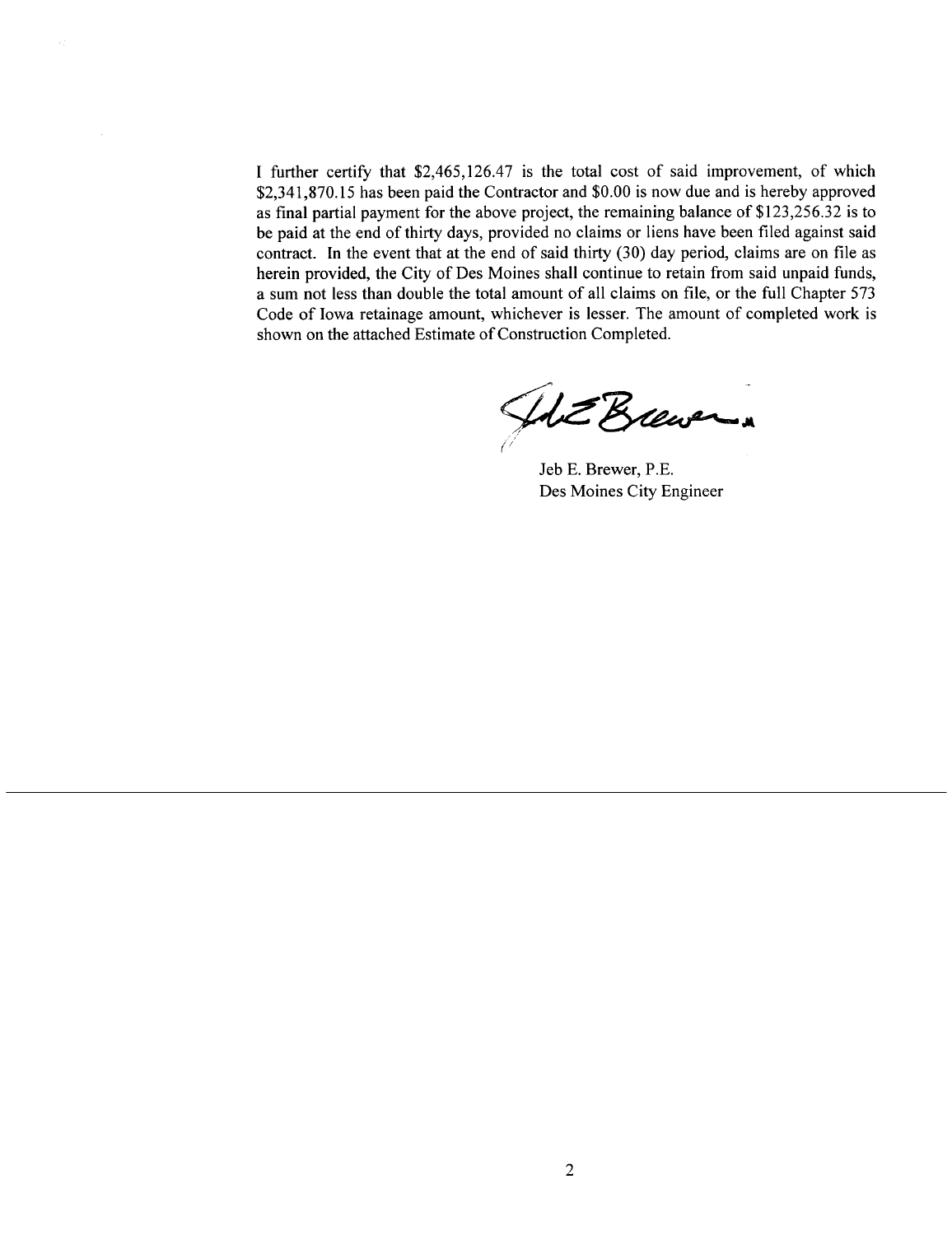I further certify that $2,465,126.47 is the total cost of said improvement, of which $2,341,870.15 has been paid the Contractor and $0.00 is now due and is hereby approved as final partial payment for the above project, the remaining balance of $123,256.32 is to be paid at the end of thirty days, provided no claims or liens have been filed against said contract. In the event that at the end of said thirty (30) day period, claims are on file as herein provided, the City of Des Moines shall continue to retain from said unpaid funds, a sum not less than double the total amount of all claims on file, or the full Chapter 573 Code of Iowa retainage amount, whichever is lesser. The amount of completed work is shown on the attached Estimate of Construction Completed.

Jeb E. Brewer, P.E.
Des Moines City Engineer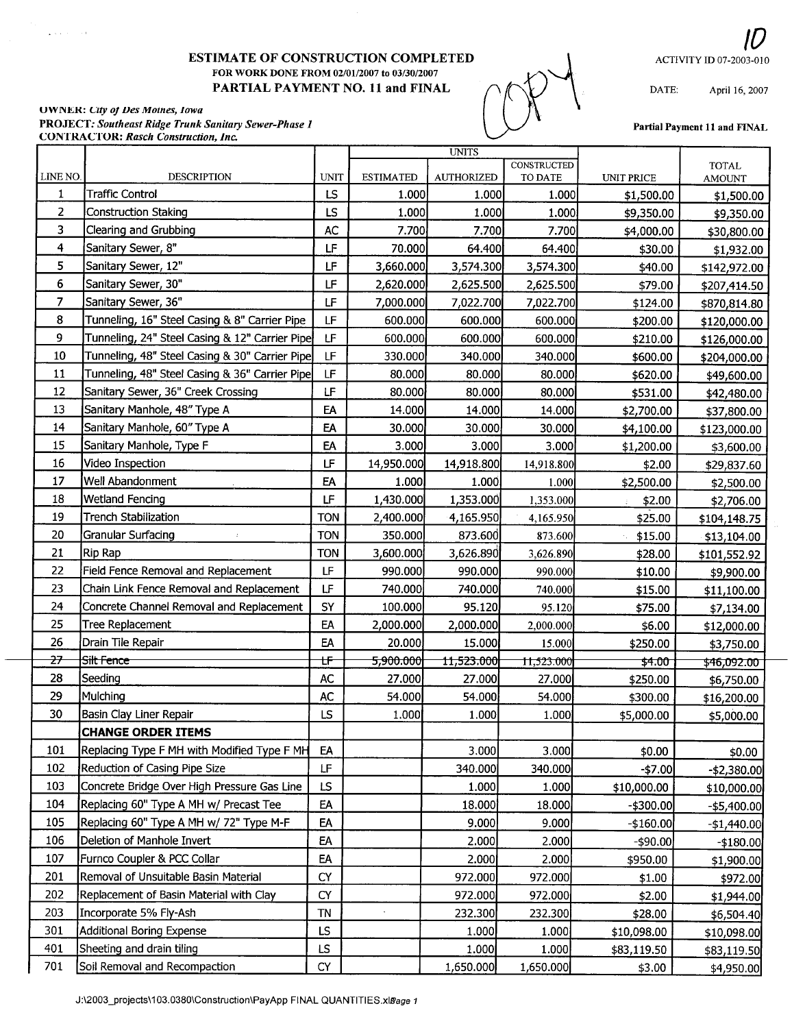10

# ESTIMATE OF CONSTRUCTION COMPLETED

FOR WORK DONE FROM 02/01/2007 to 03/30/2007

**PARTIAL PAYMENT NO. 11 and FINAL**

COPY

ACTIVITY ID 07-2003-010

DATE: April 16, 2007

**Partial Payment 11 and FINAL**

**OWNER:** *City of Des Moines, Iowa*
**PROJECT:** *Southeast Ridge Trunk Sanitary Sewer-Phase 1*
**CONTRACTOR:** *Rasch Construction, Inc.*

| LINE NO. | DESCRIPTION | UNIT | UNITS ESTIMATED | UNITS AUTHORIZED | UNITS CONSTRUCTED TO DATE | UNIT PRICE | TOTAL AMOUNT |
|---|---|---|---|---|---|---|---|
| 1 | Traffic Control | LS | 1.000 | 1.000 | 1.000 | $1,500.00 | $1,500.00 |
| 2 | Construction Staking | LS | 1.000 | 1.000 | 1.000 | $9,350.00 | $9,350.00 |
| 3 | Clearing and Grubbing | AC | 7.700 | 7.700 | 7.700 | $4,000.00 | $30,800.00 |
| 4 | Sanitary Sewer, 8" | LF | 70.000 | 64.400 | 64.400 | $30.00 | $1,932.00 |
| 5 | Sanitary Sewer, 12" | LF | 3,660.000 | 3,574.300 | 3,574.300 | $40.00 | $142,972.00 |
| 6 | Sanitary Sewer, 30" | LF | 2,620.000 | 2,625.500 | 2,625.500 | $79.00 | $207,414.50 |
| 7 | Sanitary Sewer, 36" | LF | 7,000.000 | 7,022.700 | 7,022.700 | $124.00 | $870,814.80 |
| 8 | Tunneling, 16" Steel Casing & 8" Carrier Pipe | LF | 600.000 | 600.000 | 600.000 | $200.00 | $120,000.00 |
| 9 | Tunneling, 24" Steel Casing & 12" Carrier Pipe | LF | 600.000 | 600.000 | 600.000 | $210.00 | $126,000.00 |
| 10 | Tunneling, 48" Steel Casing & 30" Carrier Pipe | LF | 330.000 | 340.000 | 340.000 | $600.00 | $204,000.00 |
| 11 | Tunneling, 48" Steel Casing & 36" Carrier Pipe | LF | 80.000 | 80.000 | 80.000 | $620.00 | $49,600.00 |
| 12 | Sanitary Sewer, 36" Creek Crossing | LF | 80.000 | 80.000 | 80.000 | $531.00 | $42,480.00 |
| 13 | Sanitary Manhole, 48" Type A | EA | 14.000 | 14.000 | 14.000 | $2,700.00 | $37,800.00 |
| 14 | Sanitary Manhole, 60" Type A | EA | 30.000 | 30.000 | 30.000 | $4,100.00 | $123,000.00 |
| 15 | Sanitary Manhole, Type F | EA | 3.000 | 3.000 | 3.000 | $1,200.00 | $3,600.00 |
| 16 | Video Inspection | LF | 14,950.000 | 14,918.800 | 14,918.800 | $2.00 | $29,837.60 |
| 17 | Well Abandonment | EA | 1.000 | 1.000 | 1.000 | $2,500.00 | $2,500.00 |
| 18 | Wetland Fencing | LF | 1,430.000 | 1,353.000 | 1,353.000 | $2.00 | $2,706.00 |
| 19 | Trench Stabilization | TON | 2,400.000 | 4,165.950 | 4,165.950 | $25.00 | $104,148.75 |
| 20 | Granular Surfacing | TON | 350.000 | 873.600 | 873.600 | $15.00 | $13,104.00 |
| 21 | Rip Rap | TON | 3,600.000 | 3,626.890 | 3,626.890 | $28.00 | $101,552.92 |
| 22 | Field Fence Removal and Replacement | LF | 990.000 | 990.000 | 990.000 | $10.00 | $9,900.00 |
| 23 | Chain Link Fence Removal and Replacement | LF | 740.000 | 740.000 | 740.000 | $15.00 | $11,100.00 |
| 24 | Concrete Channel Removal and Replacement | SY | 100.000 | 95.120 | 95.120 | $75.00 | $7,134.00 |
| 25 | Tree Replacement | EA | 2,000.000 | 2,000.000 | 2,000.000 | $6.00 | $12,000.00 |
| 26 | Drain Tile Repair | EA | 20.000 | 15.000 | 15.000 | $250.00 | $3,750.00 |
| ~~27~~ | ~~Silt Fence~~ | ~~LF~~ | ~~5,900.000~~ | ~~11,523.000~~ | ~~11,523.000~~ | ~~$4.00~~ | ~~$46,092.00~~ |
| 28 | Seeding | AC | 27.000 | 27.000 | 27.000 | $250.00 | $6,750.00 |
| 29 | Mulching | AC | 54.000 | 54.000 | 54.000 | $300.00 | $16,200.00 |
| 30 | Basin Clay Liner Repair | LS | 1.000 | 1.000 | 1.000 | $5,000.00 | $5,000.00 |
| | **CHANGE ORDER ITEMS** | | | | | | |
| 101 | Replacing Type F MH with Modified Type F MH | EA | | 3.000 | 3.000 | $0.00 | $0.00 |
| 102 | Reduction of Casing Pipe Size | LF | | 340.000 | 340.000 | -$7.00 | -$2,380.00 |
| 103 | Concrete Bridge Over High Pressure Gas Line | LS | | 1.000 | 1.000 | $10,000.00 | $10,000.00 |
| 104 | Replacing 60" Type A MH w/ Precast Tee | EA | | 18.000 | 18.000 | -$300.00 | -$5,400.00 |
| 105 | Replacing 60" Type A MH w/ 72" Type M-F | EA | | 9.000 | 9.000 | -$160.00 | -$1,440.00 |
| 106 | Deletion of Manhole Invert | EA | | 2.000 | 2.000 | -$90.00 | -$180.00 |
| 107 | Furnco Coupler & PCC Collar | EA | | 2.000 | 2.000 | $950.00 | $1,900.00 |
| 201 | Removal of Unsuitable Basin Material | CY | | 972.000 | 972.000 | $1.00 | $972.00 |
| 202 | Replacement of Basin Material with Clay | CY | | 972.000 | 972.000 | $2.00 | $1,944.00 |
| 203 | Incorporate 5% Fly-Ash | TN | | 232.300 | 232.300 | $28.00 | $6,504.40 |
| 301 | Additional Boring Expense | LS | | 1.000 | 1.000 | $10,098.00 | $10,098.00 |
| 401 | Sheeting and drain tiling | LS | | 1.000 | 1.000 | $83,119.50 | $83,119.50 |
| 701 | Soil Removal and Recompaction | CY | | 1,650.000 | 1,650.000 | $3.00 | $4,950.00 |

J:\2003_projects\103.0380\Construction\PayApp FINAL QUANTITIES.xls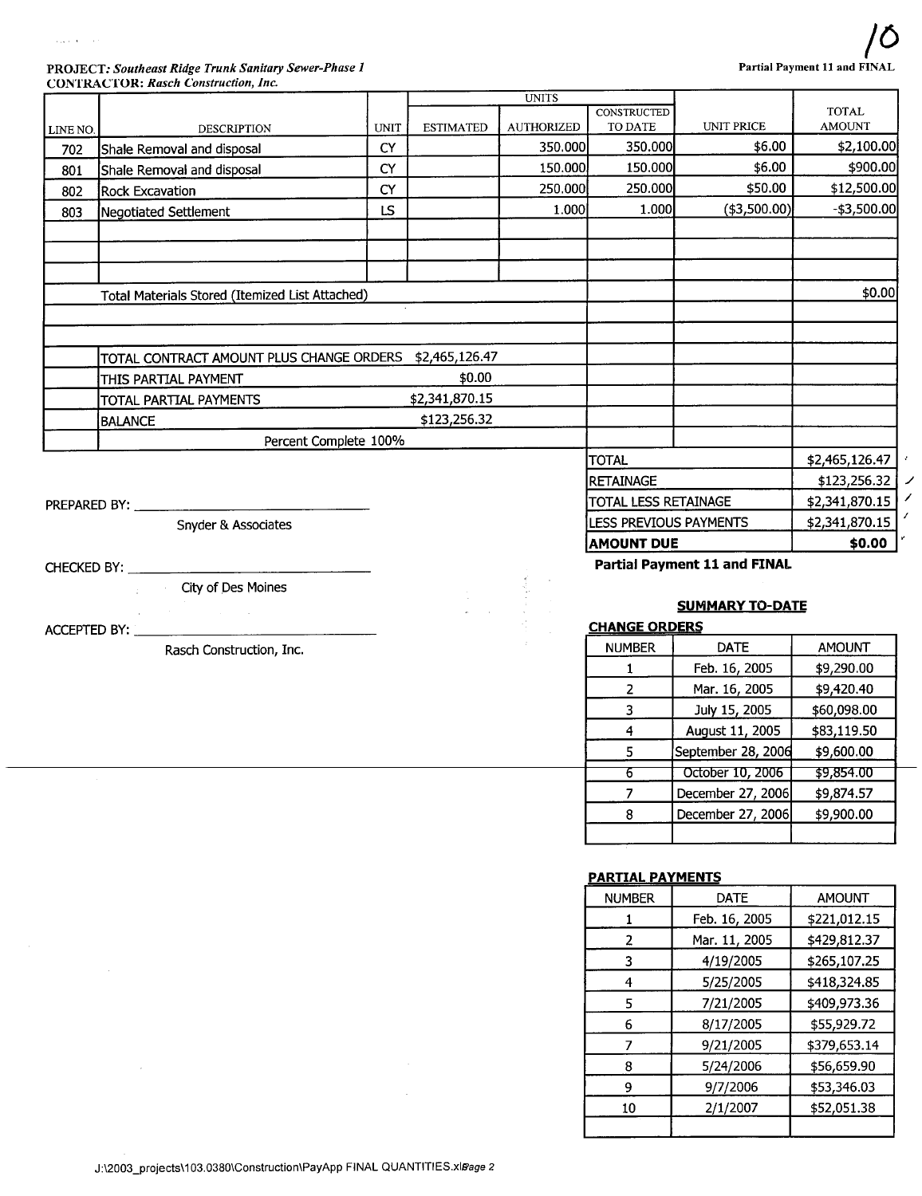10

**PROJECT:** *Southeast Ridge Trunk Sanitary Sewer-Phase 1*
**CONTRACTOR:** *Rasch Construction, Inc.*

Partial Payment 11 and FINAL

| LINE NO. | DESCRIPTION | UNIT | UNITS ESTIMATED | UNITS AUTHORIZED | CONSTRUCTED TO DATE | UNIT PRICE | TOTAL AMOUNT |
|---|---|---|---|---|---|---|---|
| 702 | Shale Removal and disposal | CY | | 350.000 | 350.000 | $6.00 | $2,100.00 |
| 801 | Shale Removal and disposal | CY | | 150.000 | 150.000 | $6.00 | $900.00 |
| 802 | Rock Excavation | CY | | 250.000 | 250.000 | $50.00 | $12,500.00 |
| 803 | Negotiated Settlement | LS | | 1.000 | 1.000 | ($3,500.00) | -$3,500.00 |
| | | | | | | | |
| | | | | | | | |
| | | | | | | | |
| | Total Materials Stored (Itemized List Attached) | | | | | | $0.00 |

| | |
|---|---|
| TOTAL CONTRACT AMOUNT PLUS CHANGE ORDERS | $2,465,126.47 |
| THIS PARTIAL PAYMENT | $0.00 |
| TOTAL PARTIAL PAYMENTS | $2,341,870.15 |
| BALANCE | $123,256.32 |
| Percent Complete 100% | |

| | |
|---|---|
| TOTAL | $2,465,126.47 |
| RETAINAGE | $123,256.32 |
| TOTAL LESS RETAINAGE | $2,341,870.15 |
| LESS PREVIOUS PAYMENTS | $2,341,870.15 |
| **AMOUNT DUE** | **$0.00** |

**Partial Payment 11 and FINAL**

PREPARED BY: ______________________________
Snyder & Associates

CHECKED BY: ______________________________
City of Des Moines

ACCEPTED BY: ______________________________
Rasch Construction, Inc.

**SUMMARY TO-DATE**

**CHANGE ORDERS**

| NUMBER | DATE | AMOUNT |
|---|---|---|
| 1 | Feb. 16, 2005 | $9,290.00 |
| 2 | Mar. 16, 2005 | $9,420.40 |
| 3 | July 15, 2005 | $60,098.00 |
| 4 | August 11, 2005 | $83,119.50 |
| 5 | September 28, 2006 | $9,600.00 |
| 6 | October 10, 2006 | $9,854.00 |
| 7 | December 27, 2006 | $9,874.57 |
| 8 | December 27, 2006 | $9,900.00 |
| | | |

**PARTIAL PAYMENTS**

| NUMBER | DATE | AMOUNT |
|---|---|---|
| 1 | Feb. 16, 2005 | $221,012.15 |
| 2 | Mar. 11, 2005 | $429,812.37 |
| 3 | 4/19/2005 | $265,107.25 |
| 4 | 5/25/2005 | $418,324.85 |
| 5 | 7/21/2005 | $409,973.36 |
| 6 | 8/17/2005 | $55,929.72 |
| 7 | 9/21/2005 | $379,653.14 |
| 8 | 5/24/2006 | $56,659.90 |
| 9 | 9/7/2006 | $53,346.03 |
| 10 | 2/1/2007 | $52,051.38 |
| | | |

J:\2003_projects\103.0380\Construction\PayApp FINAL QUANTITIES.xls